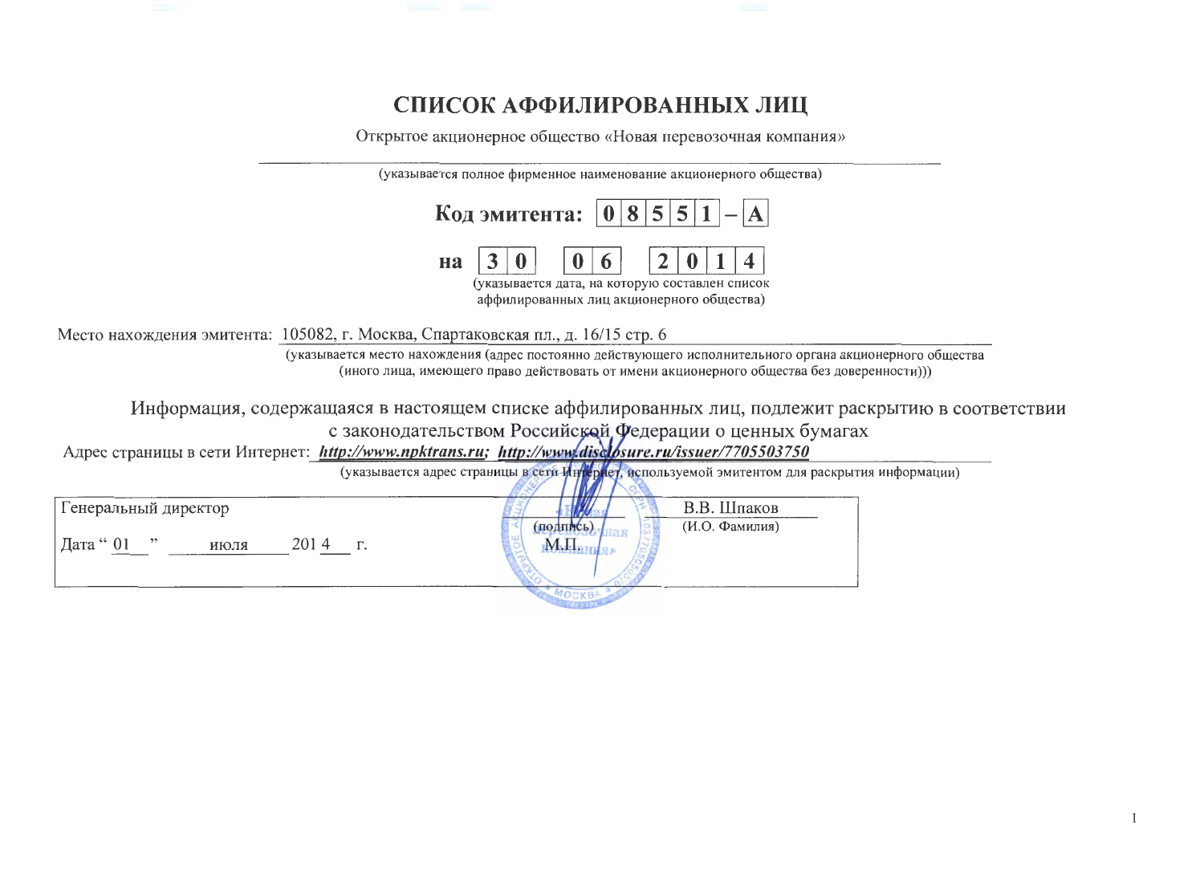# СПИСОК АФФИЛИРОВАННЫХ ЛИЦ

Открытое акционерное общество «Новая перевозочная компания»

(указывается полное фирменное наименование акционерного общества)

**Код эмитента: 08551 – A**

**на 30 06 2014**

(указывается дата, на которую составлен список аффилированных лиц акционерного общества)

Место нахождения эмитента: 105082, г. Москва, Спартаковская пл., д. 16/15 стр. 6

(указывается место нахождения (адрес постоянно действующего исполнительного органа акционерного общества (иного лица, имеющего право действовать от имени акционерного общества без доверенности)))

Информация, содержащаяся в настоящем списке аффилированных лиц, подлежит раскрытию в соответствии с законодательством Российской Федерации о ценных бумагах

Адрес страницы в сети Интернет: ***http://www.npktrans.ru; http://www.disclosure.ru/issuer/7705503750***

(указывается адрес страницы в сети Интернет, используемой эмитентом для раскрытия информации)

| Генеральный директор | (подпись) | В.В. Шпаков |
|---|---|---|
| Дата "01" июля 2014 г. | М.П. | (И.О. Фамилия) |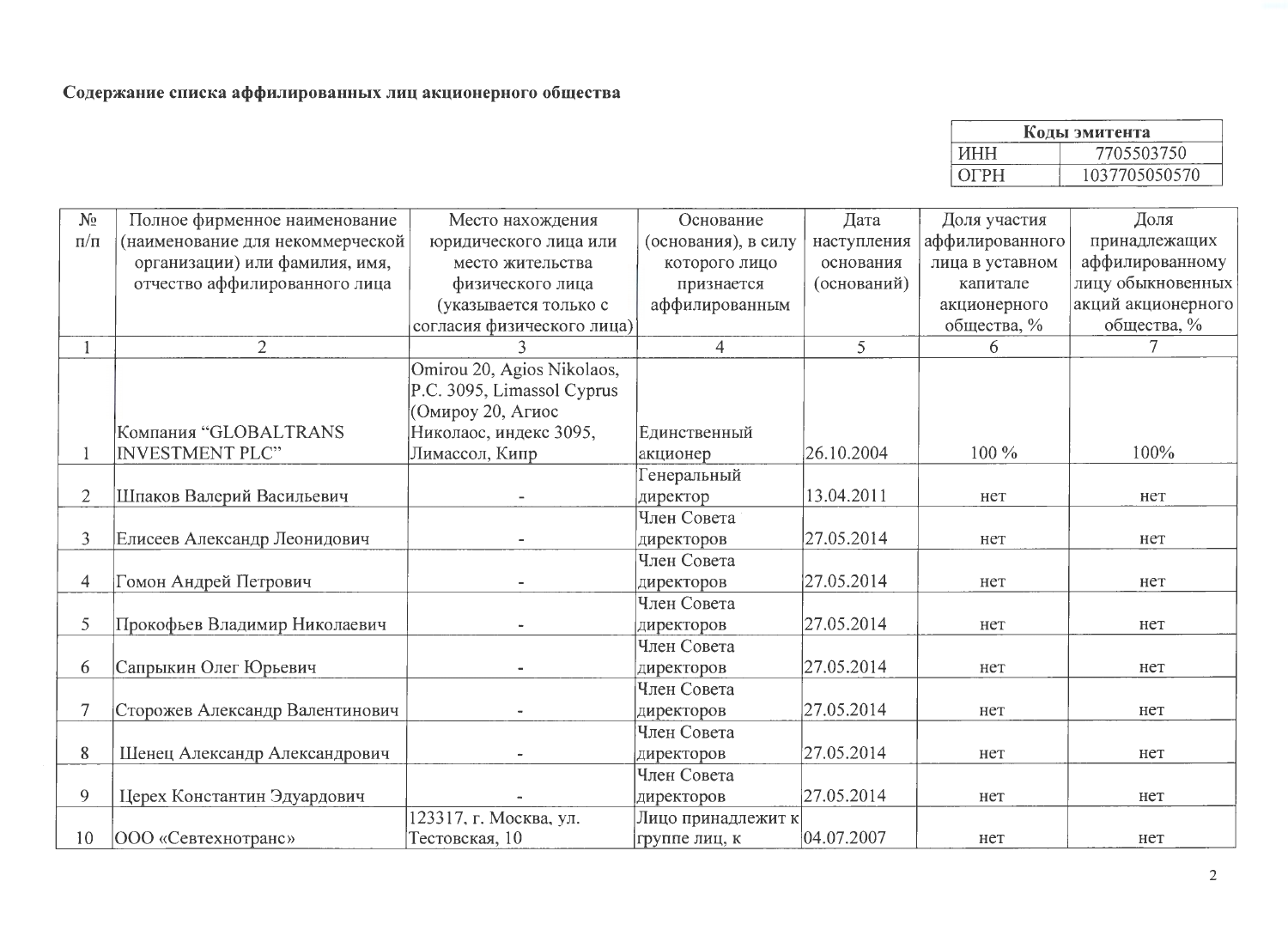**Содержание списка аффилированных лиц акционерного общества**

| Коды эмитента | |
|---|---|
| ИНН | 7705503750 |
| ОГРН | 1037705050570 |

| № п/п | Полное фирменное наименование (наименование для некоммерческой организации) или фамилия, имя, отчество аффилированного лица | Место нахождения юридического лица или место жительства физического лица (указывается только с согласия физического лица) | Основание (основания), в силу которого лицо признается аффилированным | Дата наступления основания (оснований) | Доля участия аффилированного лица в уставном капитале акционерного общества, % | Доля принадлежащих аффилированному лицу обыкновенных акций акционерного общества, % |
|---|---|---|---|---|---|---|
| 1 | 2 | 3 | 4 | 5 | 6 | 7 |
| 1 | Компания “GLOBALTRANS INVESTMENT PLC” | Omirou 20, Agios Nikolaos, P.C. 3095, Limassol Cyprus (Омироу 20, Агиос Николаос, индекс 3095, Лимассол, Кипр | Единственный акционер | 26.10.2004 | 100 % | 100% |
| 2 | Шпаков Валерий Васильевич | - | Генеральный директор | 13.04.2011 | нет | нет |
| 3 | Елисеев Александр Леонидович | - | Член Совета директоров | 27.05.2014 | нет | нет |
| 4 | Гомон Андрей Петрович | - | Член Совета директоров | 27.05.2014 | нет | нет |
| 5 | Прокофьев Владимир Николаевич | - | Член Совета директоров | 27.05.2014 | нет | нет |
| 6 | Сапрыкин Олег Юрьевич | - | Член Совета директоров | 27.05.2014 | нет | нет |
| 7 | Сторожев Александр Валентинович | - | Член Совета директоров | 27.05.2014 | нет | нет |
| 8 | Шенец Александр Александрович | - | Член Совета директоров | 27.05.2014 | нет | нет |
| 9 | Церех Константин Эдуардович | - | Член Совета директоров | 27.05.2014 | нет | нет |
| 10 | ООО «Севтехнотранс» | 123317, г. Москва, ул. Тестовская, 10 | Лицо принадлежит к группе лиц, к | 04.07.2007 | нет | нет |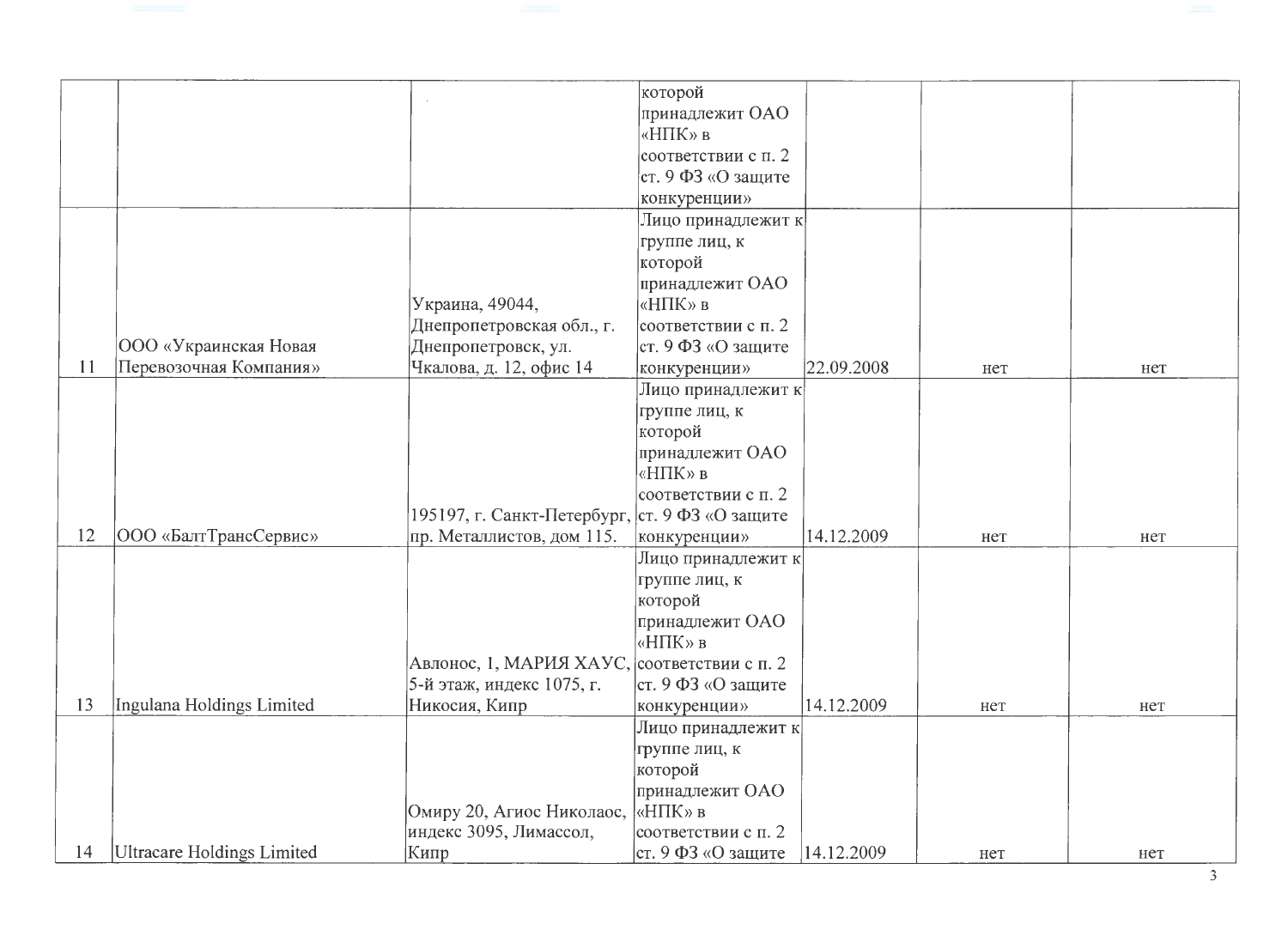| | | | | | | |
|---|---|---|---|---|---|---|
| | | | которой принадлежит ОАО «НПК» в соответствии с п. 2 ст. 9 ФЗ «О защите конкуренции» | | | |
| 11 | ООО «Украинская Новая Перевозочная Компания» | Украина, 49044, Днепропетровская обл., г. Днепропетровск, ул. Чкалова, д. 12, офис 14 | Лицо принадлежит к группе лиц, к которой принадлежит ОАО «НПК» в соответствии с п. 2 ст. 9 ФЗ «О защите конкуренции» | 22.09.2008 | нет | нет |
| 12 | ООО «БалтТрансСервис» | 195197, г. Санкт-Петербург, пр. Металлистов, дом 115. | Лицо принадлежит к группе лиц, к которой принадлежит ОАО «НПК» в соответствии с п. 2 ст. 9 ФЗ «О защите конкуренции» | 14.12.2009 | нет | нет |
| 13 | Ingulana Holdings Limited | Авлонос, 1, МАРИЯ ХАУС, 5-й этаж, индекс 1075, г. Никосия, Кипр | Лицо принадлежит к группе лиц, к которой принадлежит ОАО «НПК» в соответствии с п. 2 ст. 9 ФЗ «О защите конкуренции» | 14.12.2009 | нет | нет |
| 14 | Ultracare Holdings Limited | Омиру 20, Агиос Николаос, индекс 3095, Лимассол, Кипр | Лицо принадлежит к группе лиц, к которой принадлежит ОАО «НПК» в соответствии с п. 2 ст. 9 ФЗ «О защите | 14.12.2009 | нет | нет |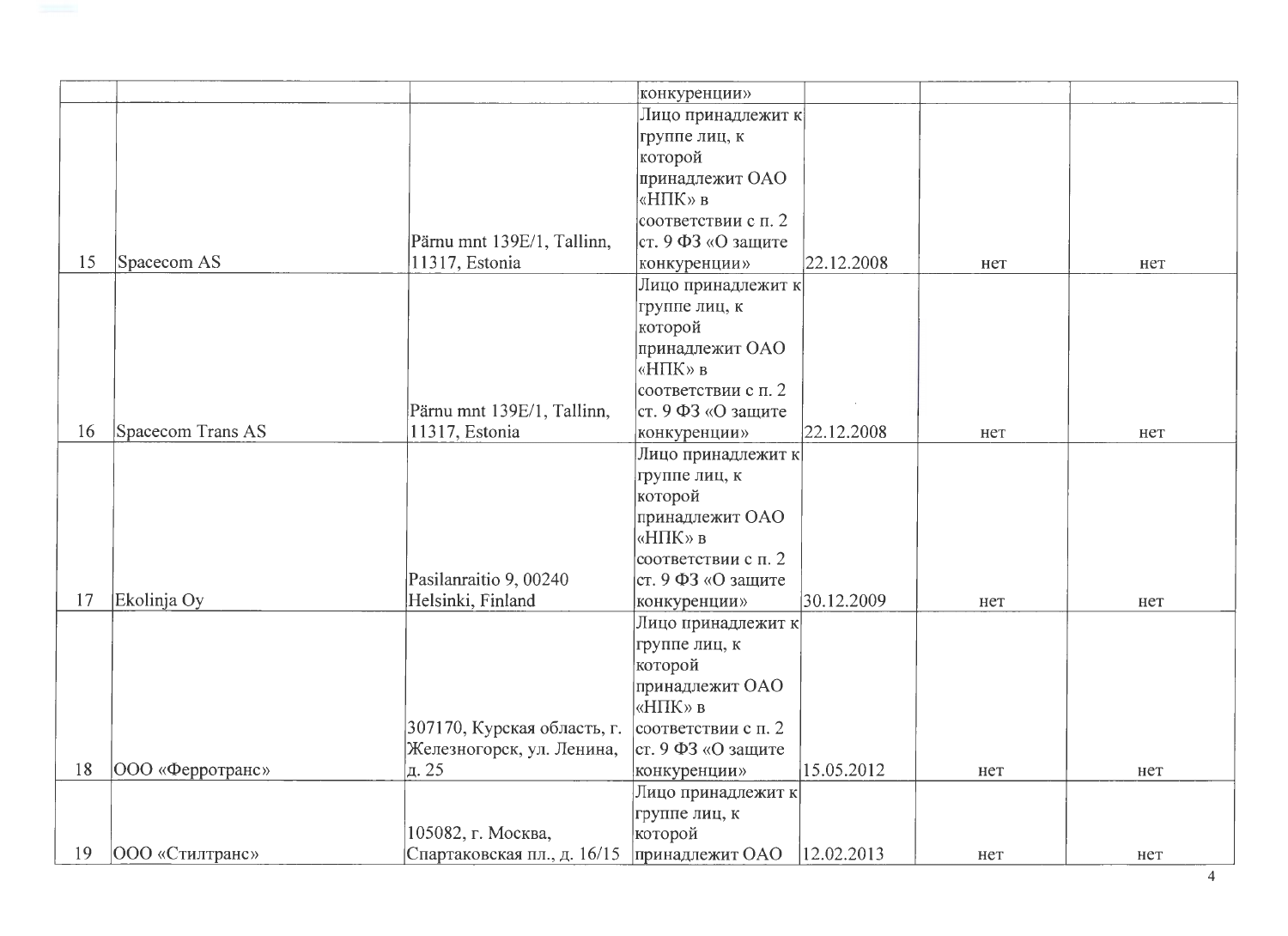| | | | | | | |
|---|---|---|---|---|---|---|
| | | | конкуренции» | | | |
| 15 | Spacecom AS | Pärnu mnt 139E/1, Tallinn, 11317, Estonia | Лицо принадлежит к группе лиц, к которой принадлежит ОАО «НПК» в соответствии с п. 2 ст. 9 ФЗ «О защите конкуренции» | 22.12.2008 | нет | нет |
| 16 | Spacecom Trans AS | Pärnu mnt 139E/1, Tallinn, 11317, Estonia | Лицо принадлежит к группе лиц, к которой принадлежит ОАО «НПК» в соответствии с п. 2 ст. 9 ФЗ «О защите конкуренции» | 22.12.2008 | нет | нет |
| 17 | Ekolinja Oy | Pasilanraitio 9, 00240 Helsinki, Finland | Лицо принадлежит к группе лиц, к которой принадлежит ОАО «НПК» в соответствии с п. 2 ст. 9 ФЗ «О защите конкуренции» | 30.12.2009 | нет | нет |
| 18 | ООО «Ферротранс» | 307170, Курская область, г. Железногорск, ул. Ленина, д. 25 | Лицо принадлежит к группе лиц, к которой принадлежит ОАО «НПК» в соответствии с п. 2 ст. 9 ФЗ «О защите конкуренции» | 15.05.2012 | нет | нет |
| 19 | ООО «Стилтранс» | 105082, г. Москва, Спартаковская пл., д. 16/15 | Лицо принадлежит к группе лиц, к которой принадлежит ОАО | 12.02.2013 | нет | нет |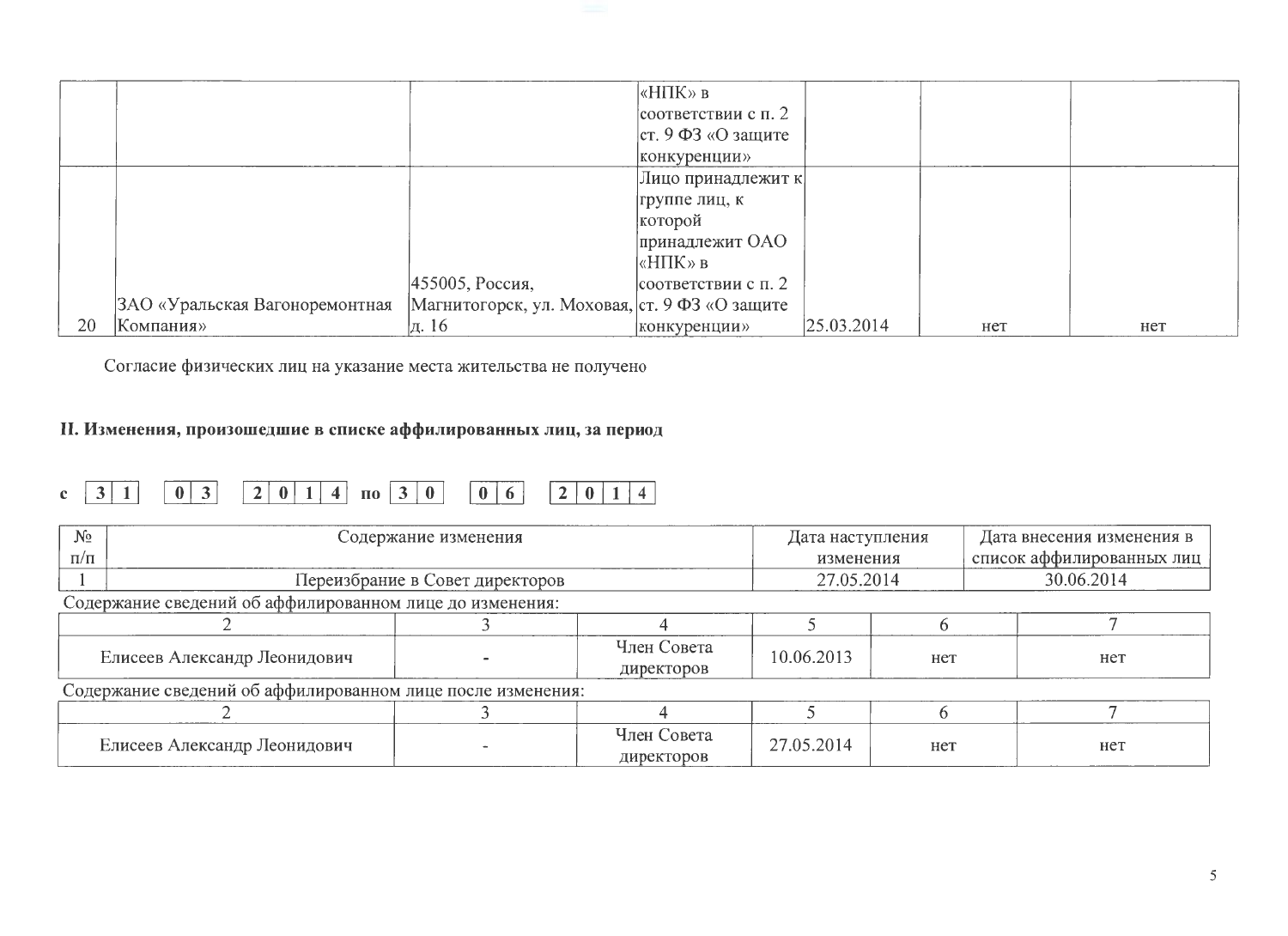| | | | «НПК» в соответствии с п. 2 ст. 9 ФЗ «О защите конкуренции» | | | |
|---|---|---|---|---|---|---|
| 20 | ЗАО «Уральская Вагоноремонтная Компания» | 455005, Россия, Магнитогорск, ул. Моховая, д. 16 | Лицо принадлежит к группе лиц, к которой принадлежит ОАО «НПК» в соответствии с п. 2 ст. 9 ФЗ «О защите конкуренции» | 25.03.2014 | нет | нет |

Согласие физических лиц на указание места жительства не получено

**II. Изменения, произошедшие в списке аффилированных лиц, за период**

с 31 03 2014 по 30 06 2014

| № п/п | Содержание изменения | Дата наступления изменения | Дата внесения изменения в список аффилированных лиц |
|---|---|---|---|
| 1 | Переизбрание в Совет директоров | 27.05.2014 | 30.06.2014 |

Содержание сведений об аффилированном лице до изменения:

| 2 | 3 | 4 | 5 | 6 | 7 |
|---|---|---|---|---|---|
| Елисеев Александр Леонидович | - | Член Совета директоров | 10.06.2013 | нет | нет |

Содержание сведений об аффилированном лице после изменения:

| 2 | 3 | 4 | 5 | 6 | 7 |
|---|---|---|---|---|---|
| Елисеев Александр Леонидович | - | Член Совета директоров | 27.05.2014 | нет | нет |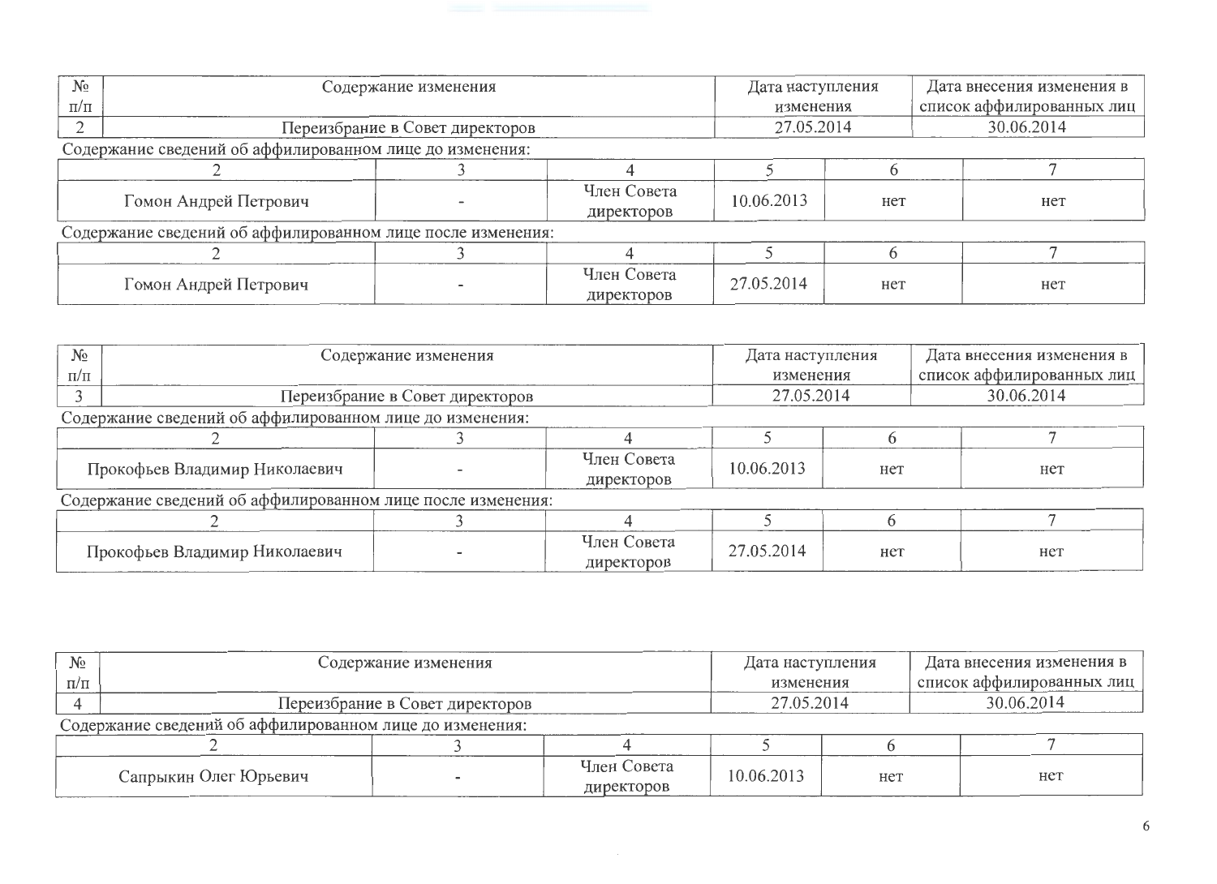| № п/п | Содержание изменения | Дата наступления изменения | Дата внесения изменения в список аффилированных лиц |
|---|---|---|---|
| 2 | Переизбрание в Совет директоров | 27.05.2014 | 30.06.2014 |

Содержание сведений об аффилированном лице до изменения:

| 2 | 3 | 4 | 5 | 6 | 7 |
|---|---|---|---|---|---|
| Гомон Андрей Петрович | - | Член Совета директоров | 10.06.2013 | нет | нет |

Содержание сведений об аффилированном лице после изменения:

| 2 | 3 | 4 | 5 | 6 | 7 |
|---|---|---|---|---|---|
| Гомон Андрей Петрович | - | Член Совета директоров | 27.05.2014 | нет | нет |

| № п/п | Содержание изменения | Дата наступления изменения | Дата внесения изменения в список аффилированных лиц |
|---|---|---|---|
| 3 | Переизбрание в Совет директоров | 27.05.2014 | 30.06.2014 |

Содержание сведений об аффилированном лице до изменения:

| 2 | 3 | 4 | 5 | 6 | 7 |
|---|---|---|---|---|---|
| Прокофьев Владимир Николаевич | - | Член Совета директоров | 10.06.2013 | нет | нет |

Содержание сведений об аффилированном лице после изменения:

| 2 | 3 | 4 | 5 | 6 | 7 |
|---|---|---|---|---|---|
| Прокофьев Владимир Николаевич | - | Член Совета директоров | 27.05.2014 | нет | нет |

| № п/п | Содержание изменения | Дата наступления изменения | Дата внесения изменения в список аффилированных лиц |
|---|---|---|---|
| 4 | Переизбрание в Совет директоров | 27.05.2014 | 30.06.2014 |

Содержание сведений об аффилированном лице до изменения:

| 2 | 3 | 4 | 5 | 6 | 7 |
|---|---|---|---|---|---|
| Сапрыкин Олег Юрьевич | - | Член Совета директоров | 10.06.2013 | нет | нет |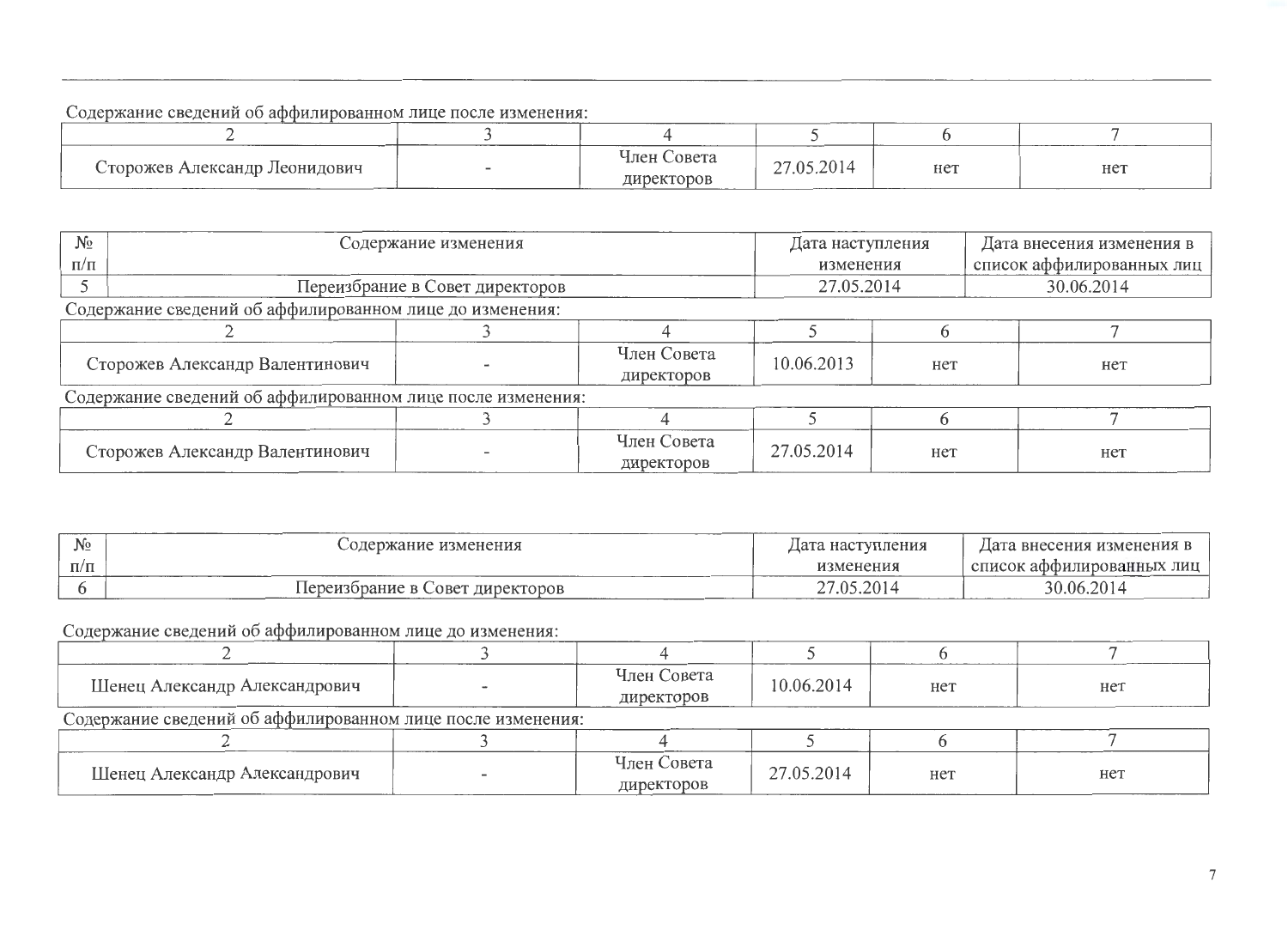Содержание сведений об аффилированном лице после изменения:

| 2 | 3 | 4 | 5 | 6 | 7 |
|---|---|---|---|---|---|
| Сторожев Александр Леонидович | - | Член Совета директоров | 27.05.2014 | нет | нет |

| № п/п | Содержание изменения | Дата наступления изменения | Дата внесения изменения в список аффилированных лиц |
|---|---|---|---|
| 5 | Переизбрание в Совет директоров | 27.05.2014 | 30.06.2014 |

Содержание сведений об аффилированном лице до изменения:

| 2 | 3 | 4 | 5 | 6 | 7 |
|---|---|---|---|---|---|
| Сторожев Александр Валентинович | - | Член Совета директоров | 10.06.2013 | нет | нет |

Содержание сведений об аффилированном лице после изменения:

| 2 | 3 | 4 | 5 | 6 | 7 |
|---|---|---|---|---|---|
| Сторожев Александр Валентинович | - | Член Совета директоров | 27.05.2014 | нет | нет |

| № п/п | Содержание изменения | Дата наступления изменения | Дата внесения изменения в список аффилированных лиц |
|---|---|---|---|
| 6 | Переизбрание в Совет директоров | 27.05.2014 | 30.06.2014 |

Содержание сведений об аффилированном лице до изменения:

| 2 | 3 | 4 | 5 | 6 | 7 |
|---|---|---|---|---|---|
| Шенец Александр Александрович | - | Член Совета директоров | 10.06.2014 | нет | нет |

Содержание сведений об аффилированном лице после изменения:

| 2 | 3 | 4 | 5 | 6 | 7 |
|---|---|---|---|---|---|
| Шенец Александр Александрович | - | Член Совета директоров | 27.05.2014 | нет | нет |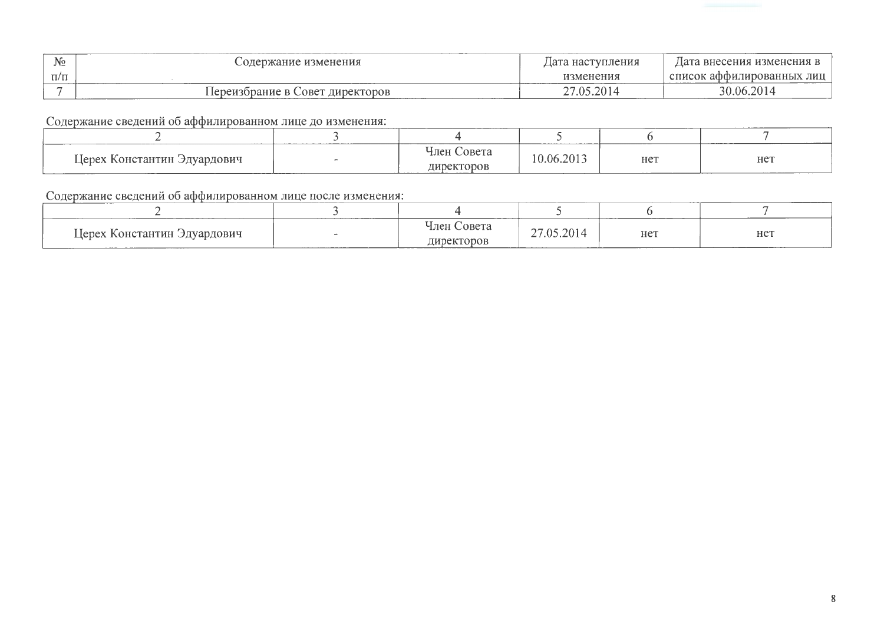| № п/п | Содержание изменения | Дата наступления изменения | Дата внесения изменения в список аффилированных лиц |
|---|---|---|---|
| 7 | Переизбрание в Совет директоров | 27.05.2014 | 30.06.2014 |

Содержание сведений об аффилированном лице до изменения:

| 2 | 3 | 4 | 5 | 6 | 7 |
|---|---|---|---|---|---|
| Церех Константин Эдуардович | - | Член Совета директоров | 10.06.2013 | нет | нет |

Содержание сведений об аффилированном лице после изменения:

| 2 | 3 | 4 | 5 | 6 | 7 |
|---|---|---|---|---|---|
| Церех Константин Эдуардович | - | Член Совета директоров | 27.05.2014 | нет | нет |